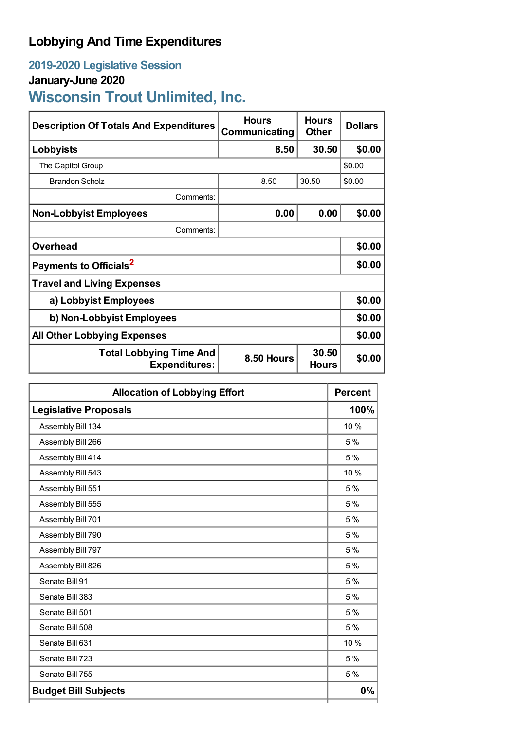# Lobbying And Time Expenditures

## 2019-2020 Legislative Session

### January-June 2020

## Wisconsin Trout Unlimited, Inc.

| Description Of Totals And Expenditures | Hours Communicating | Hours Other | Dollars |
|---|---|---|---|
| **Lobbyists** | **8.50** | **30.50** | **$0.00** |
| The Capitol Group | | | $0.00 |
| Brandon Scholz | 8.50 | 30.50 | $0.00 |
| Comments: | | | |
| **Non-Lobbyist Employees** | **0.00** | **0.00** | **$0.00** |
| Comments: | | | |
| **Overhead** | | | **$0.00** |
| **Payments to Officials**[2] | | | **$0.00** |
| **Travel and Living Expenses** | | | |
| **a) Lobbyist Employees** | | | **$0.00** |
| **b) Non-Lobbyist Employees** | | | **$0.00** |
| **All Other Lobbying Expenses** | | | **$0.00** |
| **Total Lobbying Time And Expenditures:** | **8.50 Hours** | **30.50 Hours** | **$0.00** |

| Allocation of Lobbying Effort | Percent |
|---|---|
| **Legislative Proposals** | **100%** |
| Assembly Bill 134 | 10 % |
| Assembly Bill 266 | 5 % |
| Assembly Bill 414 | 5 % |
| Assembly Bill 543 | 10 % |
| Assembly Bill 551 | 5 % |
| Assembly Bill 555 | 5 % |
| Assembly Bill 701 | 5 % |
| Assembly Bill 790 | 5 % |
| Assembly Bill 797 | 5 % |
| Assembly Bill 826 | 5 % |
| Senate Bill 91 | 5 % |
| Senate Bill 383 | 5 % |
| Senate Bill 501 | 5 % |
| Senate Bill 508 | 5 % |
| Senate Bill 631 | 10 % |
| Senate Bill 723 | 5 % |
| Senate Bill 755 | 5 % |
| **Budget Bill Subjects** | **0%** |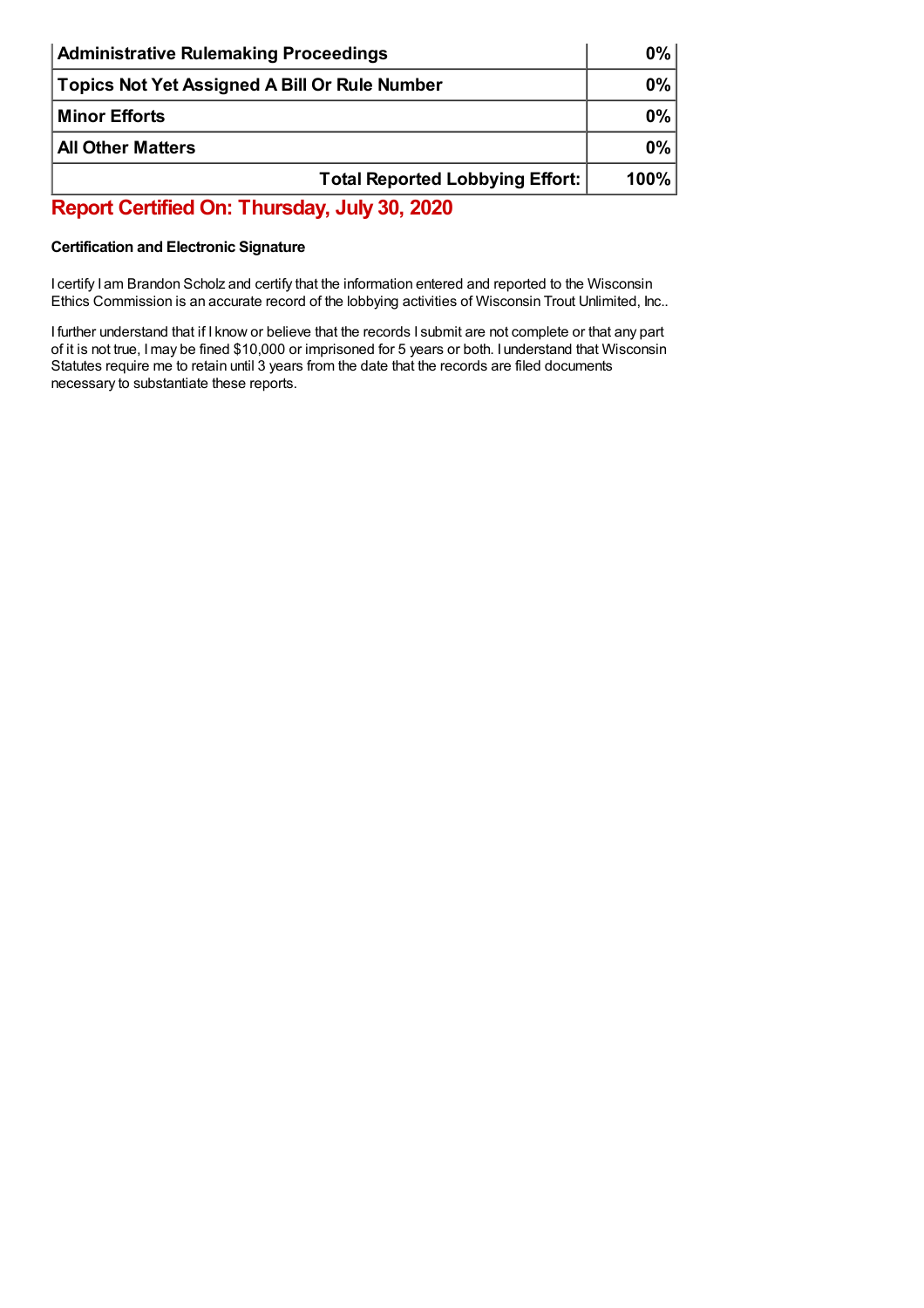| | |
|---|---|
| **Administrative Rulemaking Proceedings** | **0%** |
| **Topics Not Yet Assigned A Bill Or Rule Number** | **0%** |
| **Minor Efforts** | **0%** |
| **All Other Matters** | **0%** |
| **Total Reported Lobbying Effort:** | **100%** |

## Report Certified On: Thursday, July 30, 2020

**Certification and Electronic Signature**

I certify I am Brandon Scholz and certify that the information entered and reported to the Wisconsin Ethics Commission is an accurate record of the lobbying activities of Wisconsin Trout Unlimited, Inc..

I further understand that if I know or believe that the records I submit are not complete or that any part of it is not true, I may be fined $10,000 or imprisoned for 5 years or both. I understand that Wisconsin Statutes require me to retain until 3 years from the date that the records are filed documents necessary to substantiate these reports.